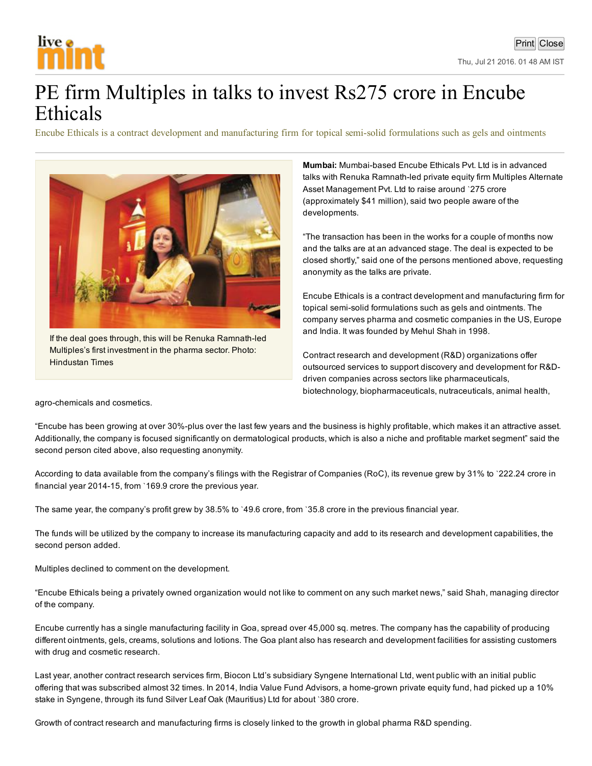# PE firm Multiples in talks to invest Rs275 crore in Encube Ethicals

Encube Ethicals is a contract development and manufacturing firm for topical semi-solid formulations such as gels and ointments

If the deal goes through, this will be Renuka Ramnath-led Multiples's first investment in the pharma sector. Photo: Hindustan Times

**Mumbai:** Mumbai-based Encube Ethicals Pvt. Ltd is in advanced talks with Renuka Ramnath-led private equity firm Multiples Alternate Asset Management Pvt. Ltd to raise around `275 crore (approximately $41 million), said two people aware of the developments.

"The transaction has been in the works for a couple of months now and the talks are at an advanced stage. The deal is expected to be closed shortly," said one of the persons mentioned above, requesting anonymity as the talks are private.

Encube Ethicals is a contract development and manufacturing firm for topical semi-solid formulations such as gels and ointments. The company serves pharma and cosmetic companies in the US, Europe and India. It was founded by Mehul Shah in 1998.

Contract research and development (R&D) organizations offer outsourced services to support discovery and development for R&D-driven companies across sectors like pharmaceuticals, biotechnology, biopharmaceuticals, nutraceuticals, animal health, agro-chemicals and cosmetics.

"Encube has been growing at over 30%-plus over the last few years and the business is highly profitable, which makes it an attractive asset. Additionally, the company is focused significantly on dermatological products, which is also a niche and profitable market segment" said the second person cited above, also requesting anonymity.

According to data available from the company's filings with the Registrar of Companies (RoC), its revenue grew by 31% to `222.24 crore in financial year 2014-15, from `169.9 crore the previous year.

The same year, the company's profit grew by 38.5% to `49.6 crore, from `35.8 crore in the previous financial year.

The funds will be utilized by the company to increase its manufacturing capacity and add to its research and development capabilities, the second person added.

Multiples declined to comment on the development.

"Encube Ethicals being a privately owned organization would not like to comment on any such market news," said Shah, managing director of the company.

Encube currently has a single manufacturing facility in Goa, spread over 45,000 sq. metres. The company has the capability of producing different ointments, gels, creams, solutions and lotions. The Goa plant also has research and development facilities for assisting customers with drug and cosmetic research.

Last year, another contract research services firm, Biocon Ltd's subsidiary Syngene International Ltd, went public with an initial public offering that was subscribed almost 32 times. In 2014, India Value Fund Advisors, a home-grown private equity fund, had picked up a 10% stake in Syngene, through its fund Silver Leaf Oak (Mauritius) Ltd for about `380 crore.

Growth of contract research and manufacturing firms is closely linked to the growth in global pharma R&D spending.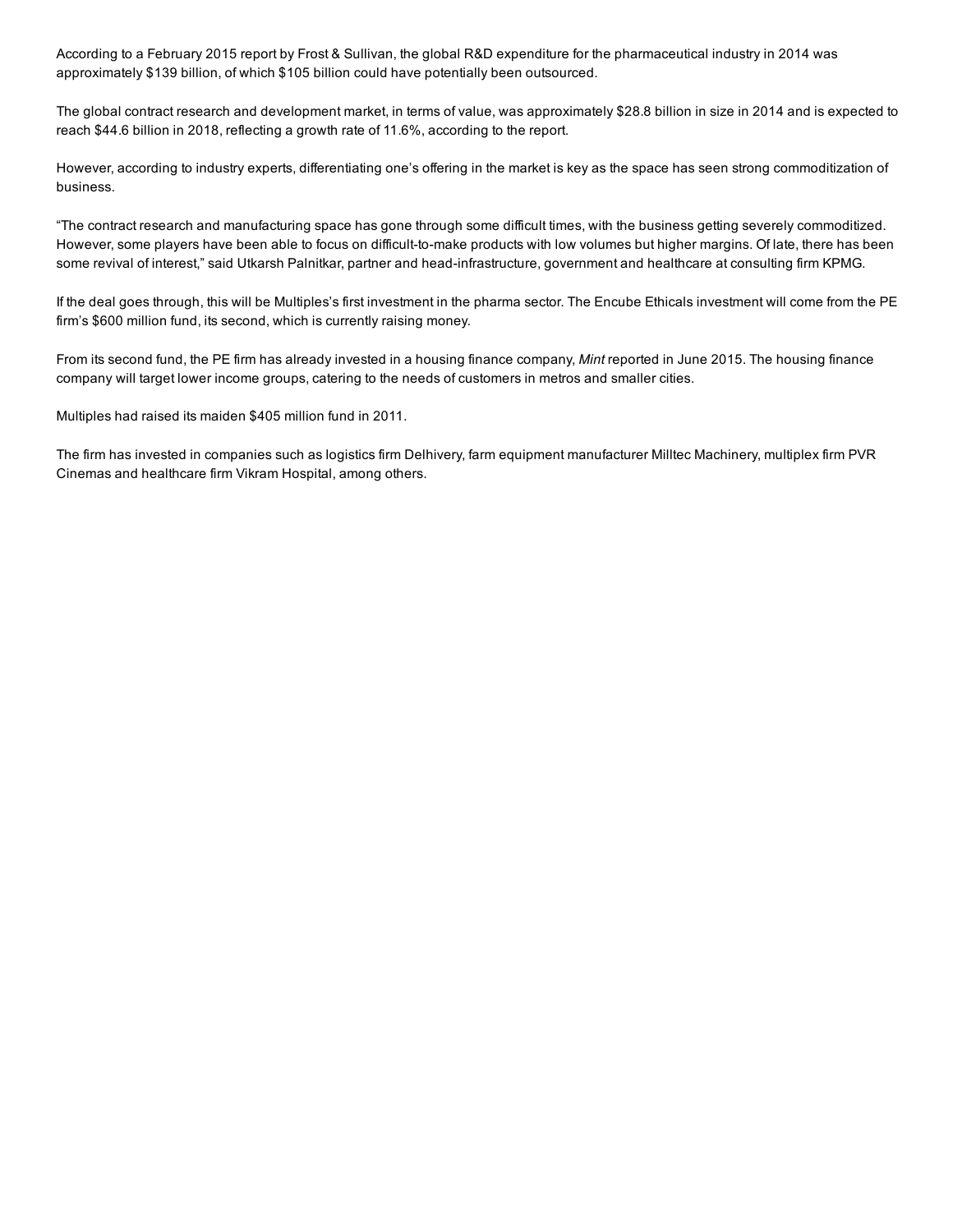According to a February 2015 report by Frost & Sullivan, the global R&D expenditure for the pharmaceutical industry in 2014 was approximately $139 billion, of which $105 billion could have potentially been outsourced.

The global contract research and development market, in terms of value, was approximately $28.8 billion in size in 2014 and is expected to reach $44.6 billion in 2018, reflecting a growth rate of 11.6%, according to the report.

However, according to industry experts, differentiating one's offering in the market is key as the space has seen strong commoditization of business.

"The contract research and manufacturing space has gone through some difficult times, with the business getting severely commoditized. However, some players have been able to focus on difficult-to-make products with low volumes but higher margins. Of late, there has been some revival of interest," said Utkarsh Palnitkar, partner and head-infrastructure, government and healthcare at consulting firm KPMG.

If the deal goes through, this will be Multiples's first investment in the pharma sector. The Encube Ethicals investment will come from the PE firm's $600 million fund, its second, which is currently raising money.

From its second fund, the PE firm has already invested in a housing finance company, *Mint* reported in June 2015. The housing finance company will target lower income groups, catering to the needs of customers in metros and smaller cities.

Multiples had raised its maiden $405 million fund in 2011.

The firm has invested in companies such as logistics firm Delhivery, farm equipment manufacturer Milltec Machinery, multiplex firm PVR Cinemas and healthcare firm Vikram Hospital, among others.